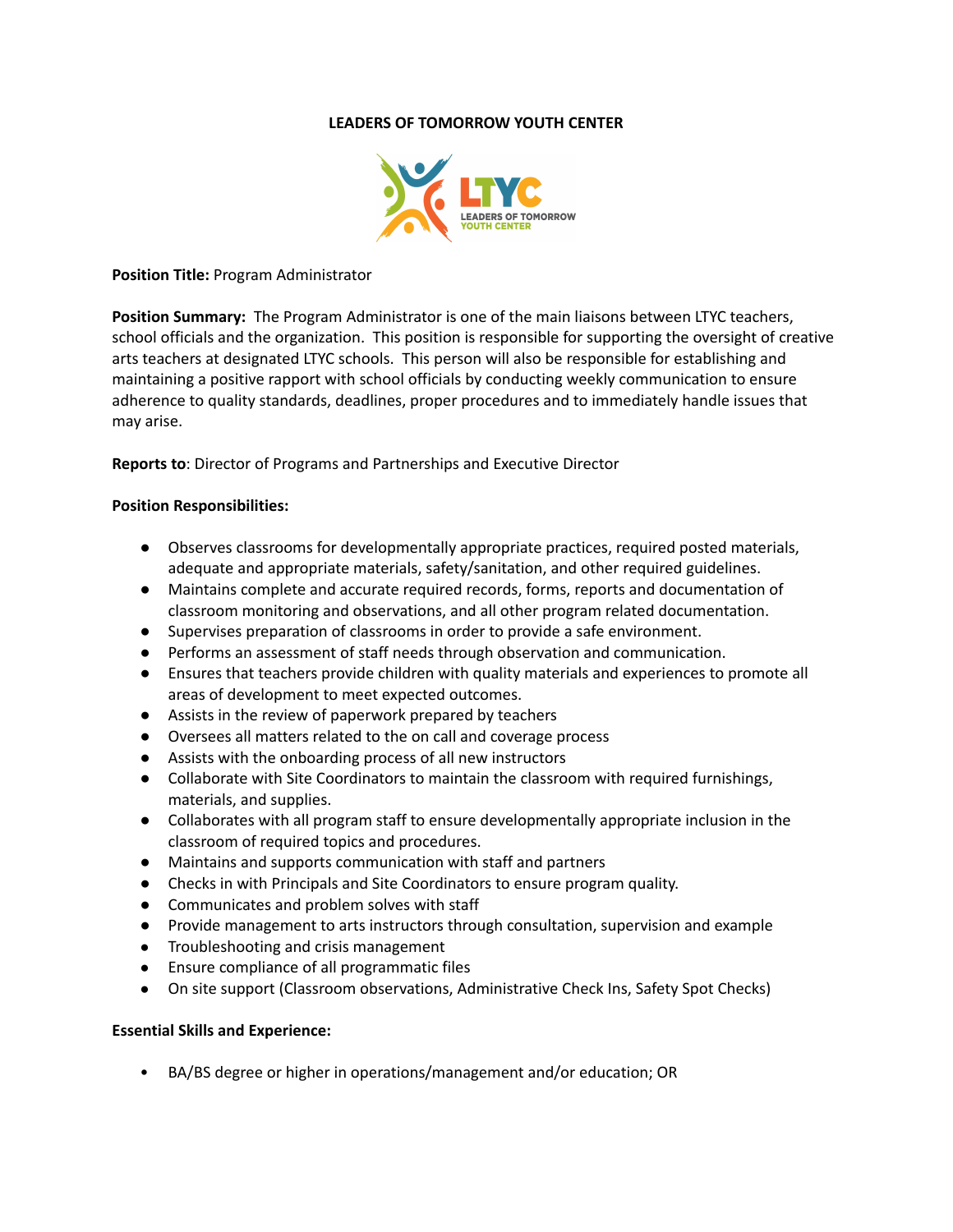# LEADERS OF TOMORROW YOUTH CENTER

**Position Title:** Program Administrator

**Position Summary:** The Program Administrator is one of the main liaisons between LTYC teachers, school officials and the organization. This position is responsible for supporting the oversight of creative arts teachers at designated LTYC schools. This person will also be responsible for establishing and maintaining a positive rapport with school officials by conducting weekly communication to ensure adherence to quality standards, deadlines, proper procedures and to immediately handle issues that may arise.

**Reports to**: Director of Programs and Partnerships and Executive Director

**Position Responsibilities:**

- Observes classrooms for developmentally appropriate practices, required posted materials, adequate and appropriate materials, safety/sanitation, and other required guidelines.
- Maintains complete and accurate required records, forms, reports and documentation of classroom monitoring and observations, and all other program related documentation.
- Supervises preparation of classrooms in order to provide a safe environment.
- Performs an assessment of staff needs through observation and communication.
- Ensures that teachers provide children with quality materials and experiences to promote all areas of development to meet expected outcomes.
- Assists in the review of paperwork prepared by teachers
- Oversees all matters related to the on call and coverage process
- Assists with the onboarding process of all new instructors
- Collaborate with Site Coordinators to maintain the classroom with required furnishings, materials, and supplies.
- Collaborates with all program staff to ensure developmentally appropriate inclusion in the classroom of required topics and procedures.
- Maintains and supports communication with staff and partners
- Checks in with Principals and Site Coordinators to ensure program quality.
- Communicates and problem solves with staff
- Provide management to arts instructors through consultation, supervision and example
- Troubleshooting and crisis management
- Ensure compliance of all programmatic files
- On site support (Classroom observations, Administrative Check Ins, Safety Spot Checks)

**Essential Skills and Experience:**

- BA/BS degree or higher in operations/management and/or education; OR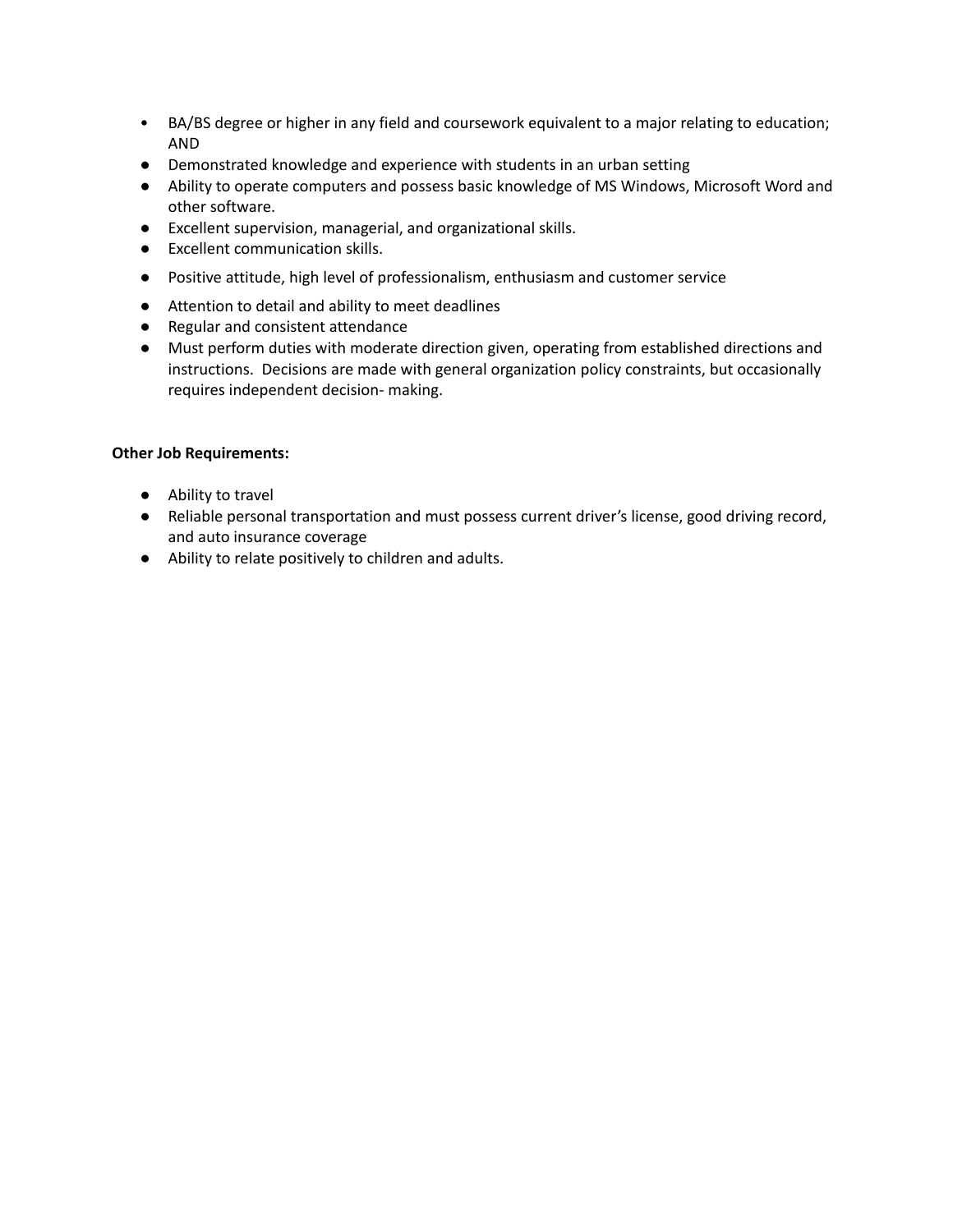- BA/BS degree or higher in any field and coursework equivalent to a major relating to education; AND
- Demonstrated knowledge and experience with students in an urban setting
- Ability to operate computers and possess basic knowledge of MS Windows, Microsoft Word and other software.
- Excellent supervision, managerial, and organizational skills.
- Excellent communication skills.
- Positive attitude, high level of professionalism, enthusiasm and customer service
- Attention to detail and ability to meet deadlines
- Regular and consistent attendance
- Must perform duties with moderate direction given, operating from established directions and instructions. Decisions are made with general organization policy constraints, but occasionally requires independent decision- making.

**Other Job Requirements:**

- Ability to travel
- Reliable personal transportation and must possess current driver's license, good driving record, and auto insurance coverage
- Ability to relate positively to children and adults.